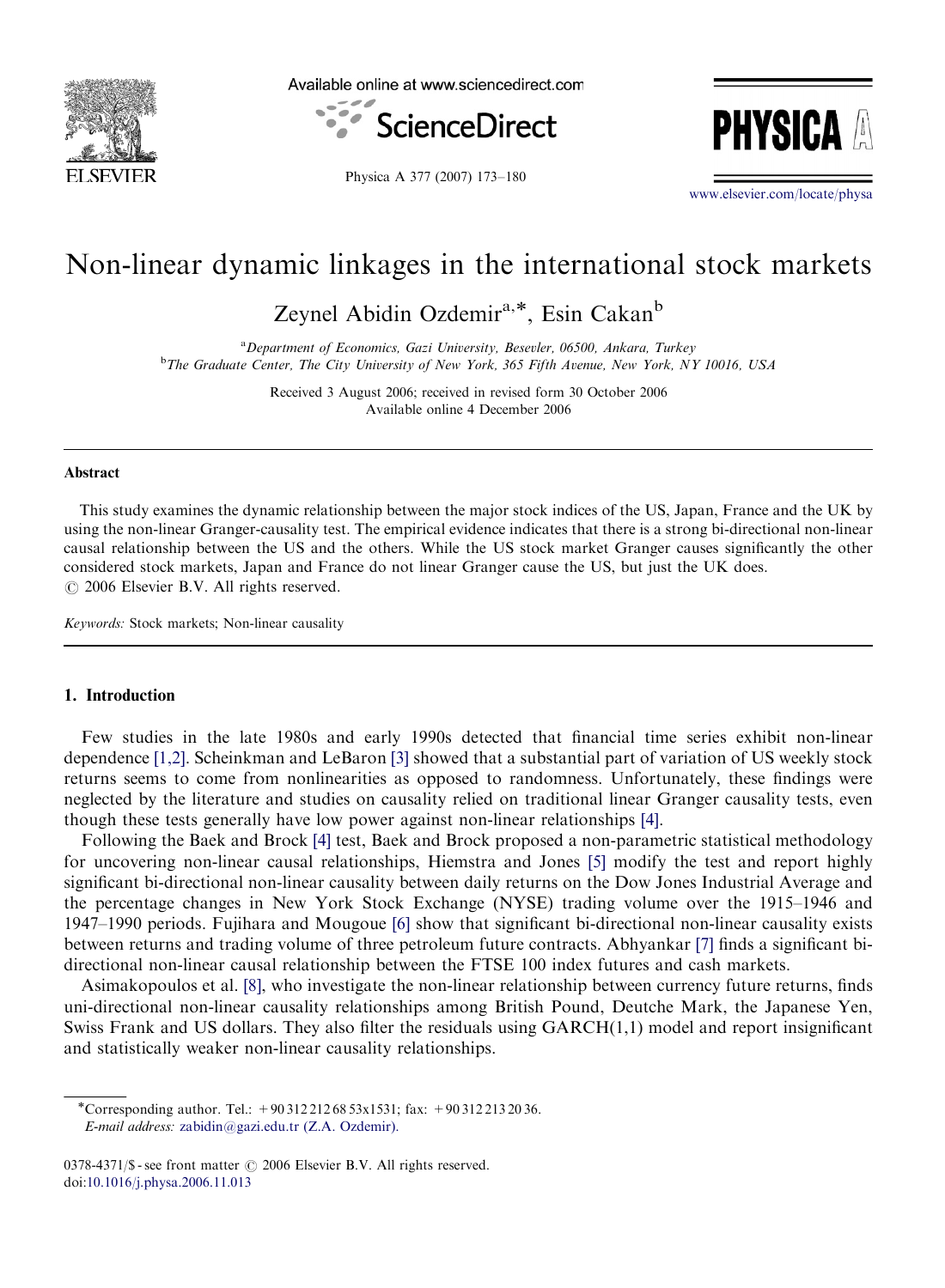# Non-linear dynamic linkages in the international stock markets

Zeynel Abidin Ozdemir[a,*], Esin Cakan[b]

[a]Department of Economics, Gazi University, Besevler, 06500, Ankara, Turkey
[b]The Graduate Center, The City University of New York, 365 Fifth Avenue, New York, NY 10016, USA

Received 3 August 2006; received in revised form 30 October 2006
Available online 4 December 2006

## Abstract

This study examines the dynamic relationship between the major stock indices of the US, Japan, France and the UK by using the non-linear Granger-causality test. The empirical evidence indicates that there is a strong bi-directional non-linear causal relationship between the US and the others. While the US stock market Granger causes significantly the other considered stock markets, Japan and France do not linear Granger cause the US, but just the UK does.
© 2006 Elsevier B.V. All rights reserved.

*Keywords:* Stock markets; Non-linear causality

## 1. Introduction

Few studies in the late 1980s and early 1990s detected that financial time series exhibit non-linear dependence [1,2]. Scheinkman and LeBaron [3] showed that a substantial part of variation of US weekly stock returns seems to come from nonlinearities as opposed to randomness. Unfortunately, these findings were neglected by the literature and studies on causality relied on traditional linear Granger causality tests, even though these tests generally have low power against non-linear relationships [4].

Following the Baek and Brock [4] test, Baek and Brock proposed a non-parametric statistical methodology for uncovering non-linear causal relationships, Hiemstra and Jones [5] modify the test and report highly significant bi-directional non-linear causality between daily returns on the Dow Jones Industrial Average and the percentage changes in New York Stock Exchange (NYSE) trading volume over the 1915–1946 and 1947–1990 periods. Fujihara and Mougoue [6] show that significant bi-directional non-linear causality exists between returns and trading volume of three petroleum future contracts. Abhyankar [7] finds a significant bi-directional non-linear causal relationship between the FTSE 100 index futures and cash markets.

Asimakopoulos et al. [8], who investigate the non-linear relationship between currency future returns, finds uni-directional non-linear causality relationships among British Pound, Deutche Mark, the Japanese Yen, Swiss Frank and US dollars. They also filter the residuals using GARCH(1,1) model and report insignificant and statistically weaker non-linear causality relationships.

*Corresponding author. Tel.: +90 312 212 68 53x1531; fax: +90 312 213 20 36.
*E-mail address:* zabidin@gazi.edu.tr (Z.A. Ozdemir).

0378-4371/$ - see front matter © 2006 Elsevier B.V. All rights reserved.
doi:10.1016/j.physa.2006.11.013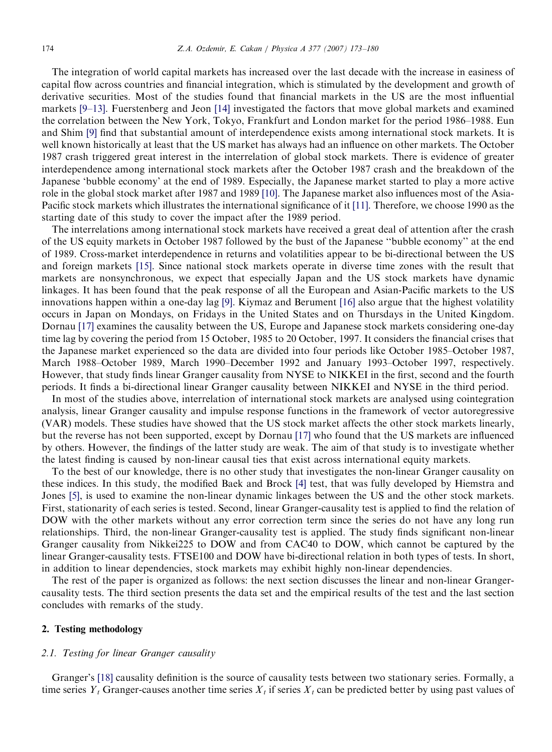The integration of world capital markets has increased over the last decade with the increase in easiness of capital flow across countries and financial integration, which is stimulated by the development and growth of derivative securities. Most of the studies found that financial markets in the US are the most influential markets [9–13]. Fuerstenberg and Jeon [14] investigated the factors that move global markets and examined the correlation between the New York, Tokyo, Frankfurt and London market for the period 1986–1988. Eun and Shim [9] find that substantial amount of interdependence exists among international stock markets. It is well known historically at least that the US market has always had an influence on other markets. The October 1987 crash triggered great interest in the interrelation of global stock markets. There is evidence of greater interdependence among international stock markets after the October 1987 crash and the breakdown of the Japanese 'bubble economy' at the end of 1989. Especially, the Japanese market started to play a more active role in the global stock market after 1987 and 1989 [10]. The Japanese market also influences most of the Asia-Pacific stock markets which illustrates the international significance of it [11]. Therefore, we choose 1990 as the starting date of this study to cover the impact after the 1989 period.

The interrelations among international stock markets have received a great deal of attention after the crash of the US equity markets in October 1987 followed by the bust of the Japanese "bubble economy" at the end of 1989. Cross-market interdependence in returns and volatilities appear to be bi-directional between the US and foreign markets [15]. Since national stock markets operate in diverse time zones with the result that markets are nonsynchronous, we expect that especially Japan and the US stock markets have dynamic linkages. It has been found that the peak response of all the European and Asian-Pacific markets to the US innovations happen within a one-day lag [9]. Kiymaz and Berument [16] also argue that the highest volatility occurs in Japan on Mondays, on Fridays in the United States and on Thursdays in the United Kingdom. Dornau [17] examines the causality between the US, Europe and Japanese stock markets considering one-day time lag by covering the period from 15 October, 1985 to 20 October, 1997. It considers the financial crises that the Japanese market experienced so the data are divided into four periods like October 1985–October 1987, March 1988–October 1989, March 1990–December 1992 and January 1993–October 1997, respectively. However, that study finds linear Granger causality from NYSE to NIKKEI in the first, second and the fourth periods. It finds a bi-directional linear Granger causality between NIKKEI and NYSE in the third period.

In most of the studies above, interrelation of international stock markets are analysed using cointegration analysis, linear Granger causality and impulse response functions in the framework of vector autoregressive (VAR) models. These studies have showed that the US stock market affects the other stock markets linearly, but the reverse has not been supported, except by Dornau [17] who found that the US markets are influenced by others. However, the findings of the latter study are weak. The aim of that study is to investigate whether the latest finding is caused by non-linear causal ties that exist across international equity markets.

To the best of our knowledge, there is no other study that investigates the non-linear Granger causality on these indices. In this study, the modified Baek and Brock [4] test, that was fully developed by Hiemstra and Jones [5], is used to examine the non-linear dynamic linkages between the US and the other stock markets. First, stationarity of each series is tested. Second, linear Granger-causality test is applied to find the relation of DOW with the other markets without any error correction term since the series do not have any long run relationships. Third, the non-linear Granger-causality test is applied. The study finds significant non-linear Granger causality from Nikkei225 to DOW and from CAC40 to DOW, which cannot be captured by the linear Granger-causality tests. FTSE100 and DOW have bi-directional relation in both types of tests. In short, in addition to linear dependencies, stock markets may exhibit highly non-linear dependencies.

The rest of the paper is organized as follows: the next section discusses the linear and non-linear Granger-causality tests. The third section presents the data set and the empirical results of the test and the last section concludes with remarks of the study.

## 2. Testing methodology

### 2.1. Testing for linear Granger causality

Granger's [18] causality definition is the source of causality tests between two stationary series. Formally, a time series $Y_t$ Granger-causes another time series $X_t$ if series $X_t$ can be predicted better by using past values of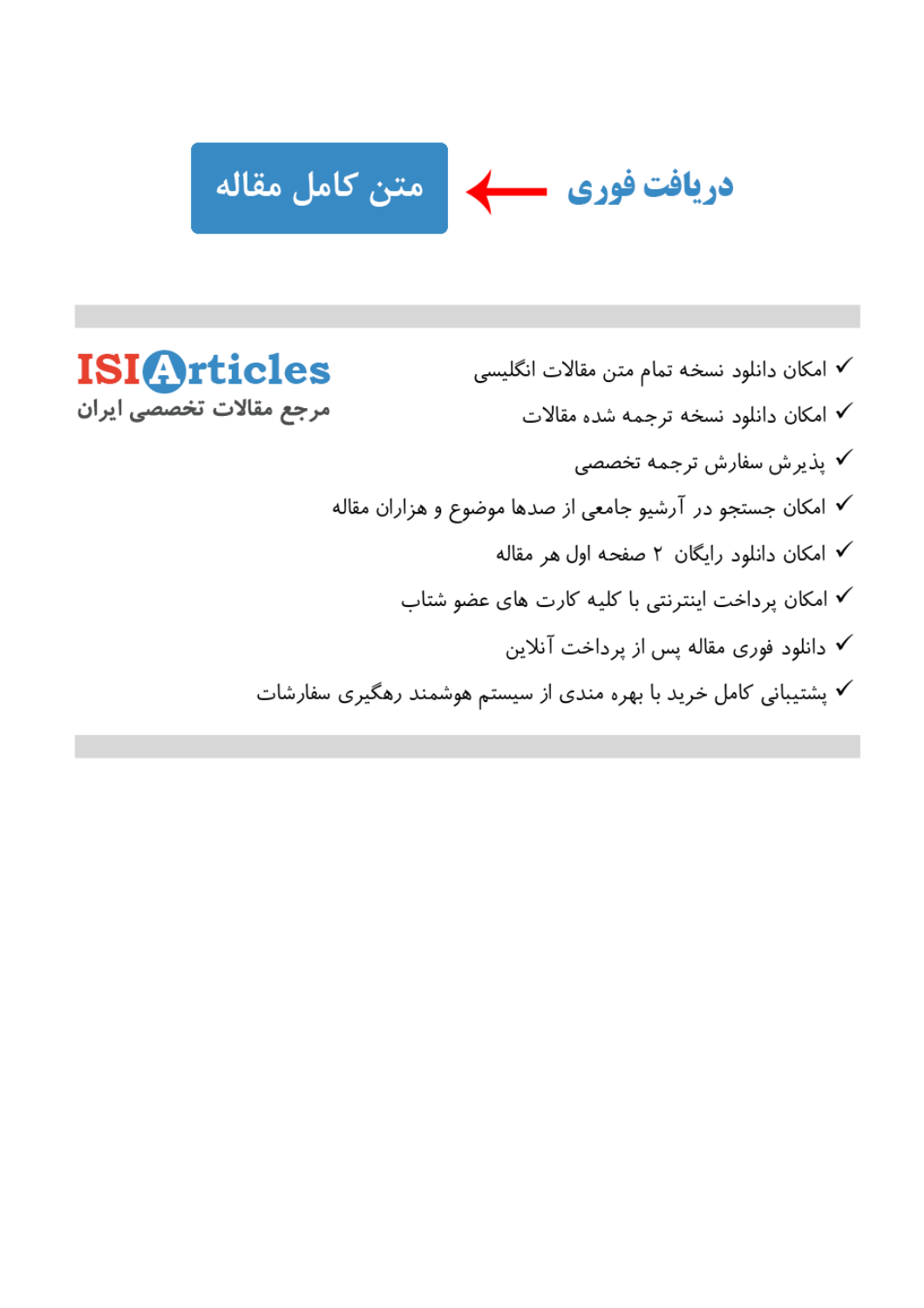دریافت فوری ← متن کامل مقاله

**ISIArticles**
مرجع مقالات تخصصی ایران

- ✓ امکان دانلود نسخه تمام متن مقالات انگلیسی
- ✓ امکان دانلود نسخه ترجمه شده مقالات
- ✓ پذیرش سفارش ترجمه تخصصی
- ✓ امکان جستجو در آرشیو جامعی از صدها موضوع و هزاران مقاله
- ✓ امکان دانلود رایگان ۲ صفحه اول هر مقاله
- ✓ امکان پرداخت اینترنتی با کلیه کارت های عضو شتاب
- ✓ دانلود فوری مقاله پس از پرداخت آنلاین
- ✓ پشتیبانی کامل خرید با بهره مندی از سیستم هوشمند رهگیری سفارشات